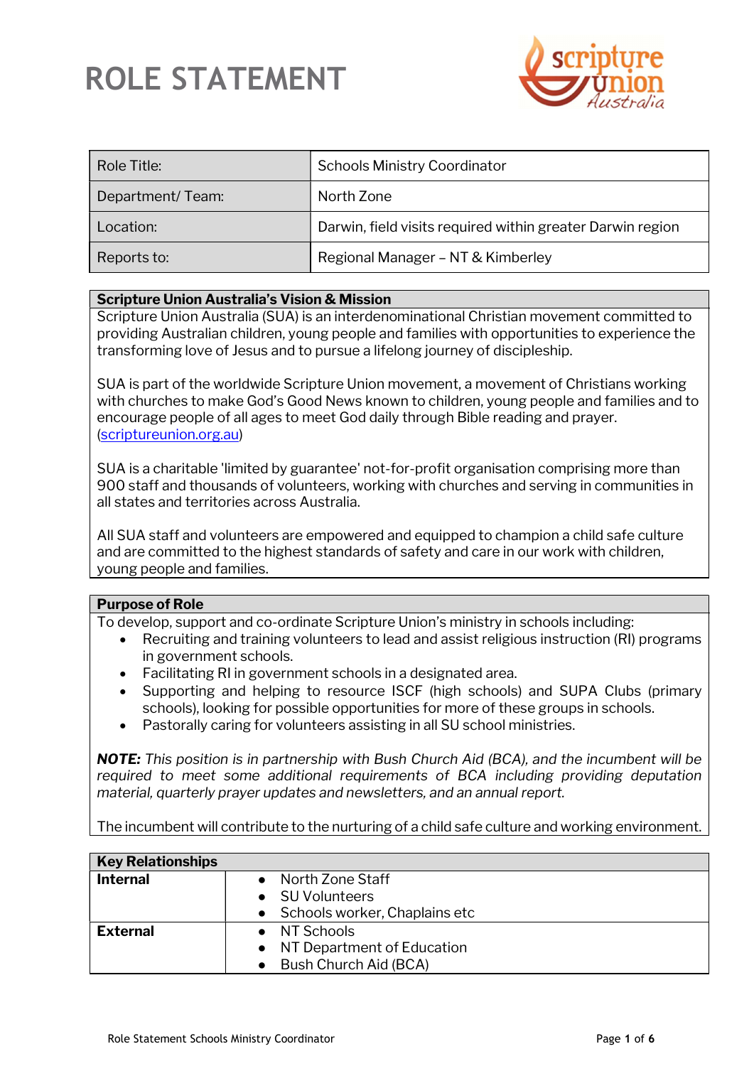# ROLE STATEMENT

| | |
|---|---|
| Role Title: | Schools Ministry Coordinator |
| Department/ Team: | North Zone |
| Location: | Darwin, field visits required within greater Darwin region |
| Reports to: | Regional Manager – NT & Kimberley |

## Scripture Union Australia's Vision & Mission

Scripture Union Australia (SUA) is an interdenominational Christian movement committed to providing Australian children, young people and families with opportunities to experience the transforming love of Jesus and to pursue a lifelong journey of discipleship.

SUA is part of the worldwide Scripture Union movement, a movement of Christians working with churches to make God's Good News known to children, young people and families and to encourage people of all ages to meet God daily through Bible reading and prayer. (scriptureunion.org.au)

SUA is a charitable 'limited by guarantee' not-for-profit organisation comprising more than 900 staff and thousands of volunteers, working with churches and serving in communities in all states and territories across Australia.

All SUA staff and volunteers are empowered and equipped to champion a child safe culture and are committed to the highest standards of safety and care in our work with children, young people and families.

## Purpose of Role

To develop, support and co-ordinate Scripture Union's ministry in schools including:

- Recruiting and training volunteers to lead and assist religious instruction (RI) programs in government schools.
- Facilitating RI in government schools in a designated area.
- Supporting and helping to resource ISCF (high schools) and SUPA Clubs (primary schools), looking for possible opportunities for more of these groups in schools.
- Pastorally caring for volunteers assisting in all SU school ministries.

***NOTE:*** *This position is in partnership with Bush Church Aid (BCA), and the incumbent will be required to meet some additional requirements of BCA including providing deputation material, quarterly prayer updates and newsletters, and an annual report.*

The incumbent will contribute to the nurturing of a child safe culture and working environment.

## Key Relationships

| | |
|---|---|
| **Internal** | • North Zone Staff<br>• SU Volunteers<br>• Schools worker, Chaplains etc |
| **External** | • NT Schools<br>• NT Department of Education<br>• Bush Church Aid (BCA) |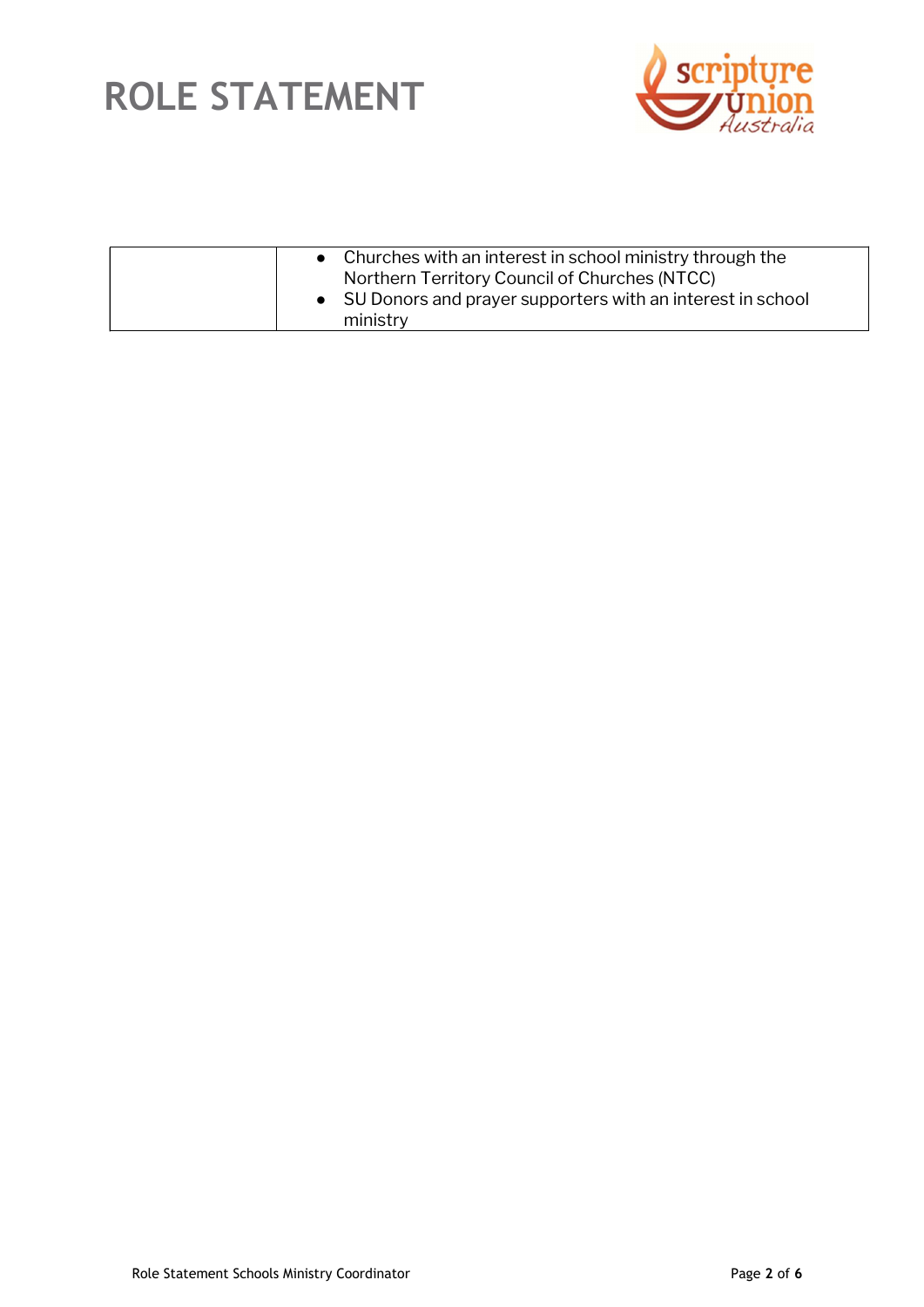| | |
|---|---|
| | • Churches with an interest in school ministry through the Northern Territory Council of Churches (NTCC)<br>• SU Donors and prayer supporters with an interest in school ministry |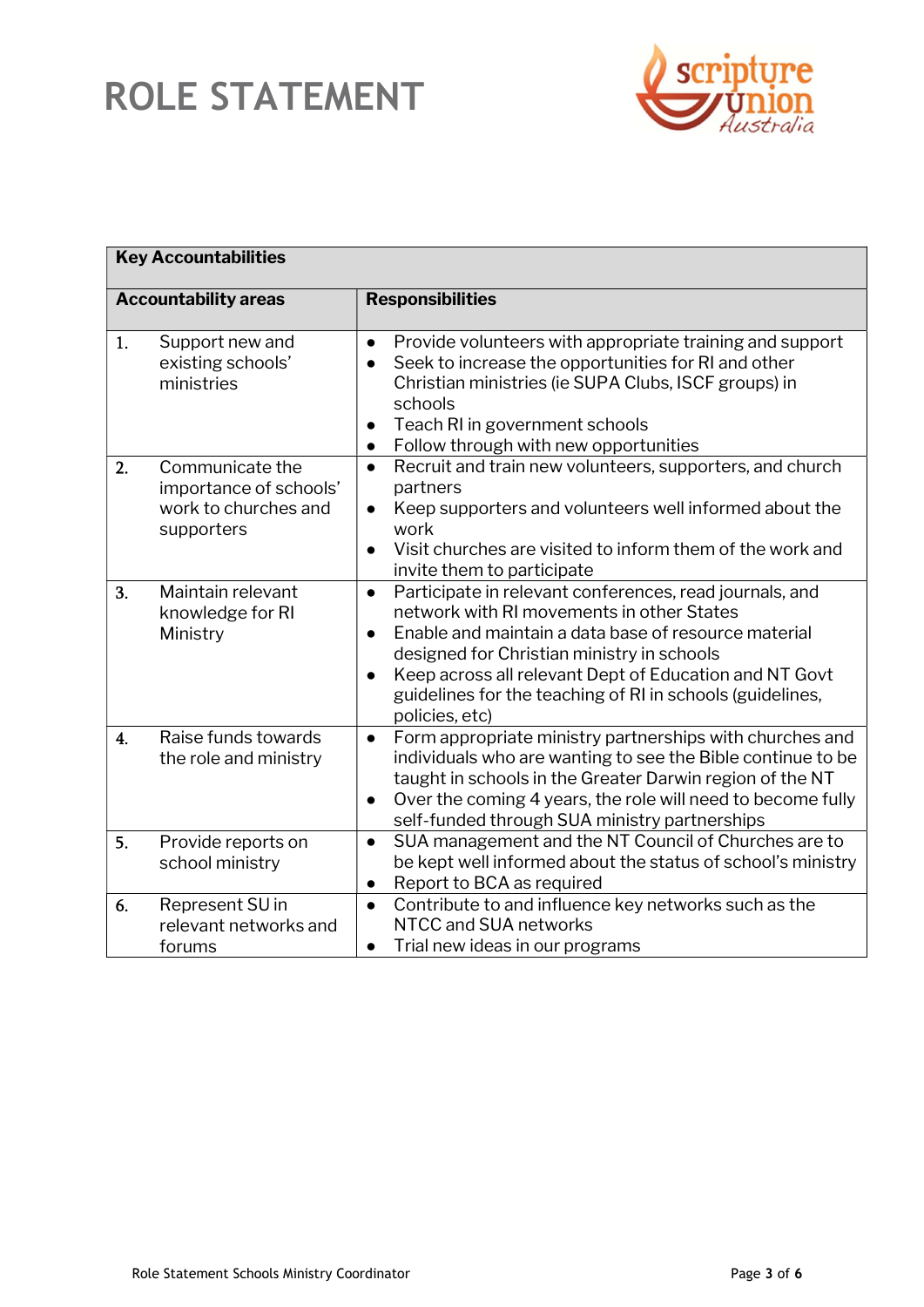# ROLE STATEMENT

| Key Accountabilities | |
|---|---|
| **Accountability areas** | **Responsibilities** |
| 1. Support new and existing schools' ministries | • Provide volunteers with appropriate training and support<br>• Seek to increase the opportunities for RI and other Christian ministries (ie SUPA Clubs, ISCF groups) in schools<br>• Teach RI in government schools<br>• Follow through with new opportunities |
| 2. Communicate the importance of schools' work to churches and supporters | • Recruit and train new volunteers, supporters, and church partners<br>• Keep supporters and volunteers well informed about the work<br>• Visit churches are visited to inform them of the work and invite them to participate |
| 3. Maintain relevant knowledge for RI Ministry | • Participate in relevant conferences, read journals, and network with RI movements in other States<br>• Enable and maintain a data base of resource material designed for Christian ministry in schools<br>• Keep across all relevant Dept of Education and NT Govt guidelines for the teaching of RI in schools (guidelines, policies, etc) |
| 4. Raise funds towards the role and ministry | • Form appropriate ministry partnerships with churches and individuals who are wanting to see the Bible continue to be taught in schools in the Greater Darwin region of the NT<br>• Over the coming 4 years, the role will need to become fully self-funded through SUA ministry partnerships |
| 5. Provide reports on school ministry | • SUA management and the NT Council of Churches are to be kept well informed about the status of school's ministry<br>• Report to BCA as required |
| 6. Represent SU in relevant networks and forums | • Contribute to and influence key networks such as the NTCC and SUA networks<br>• Trial new ideas in our programs |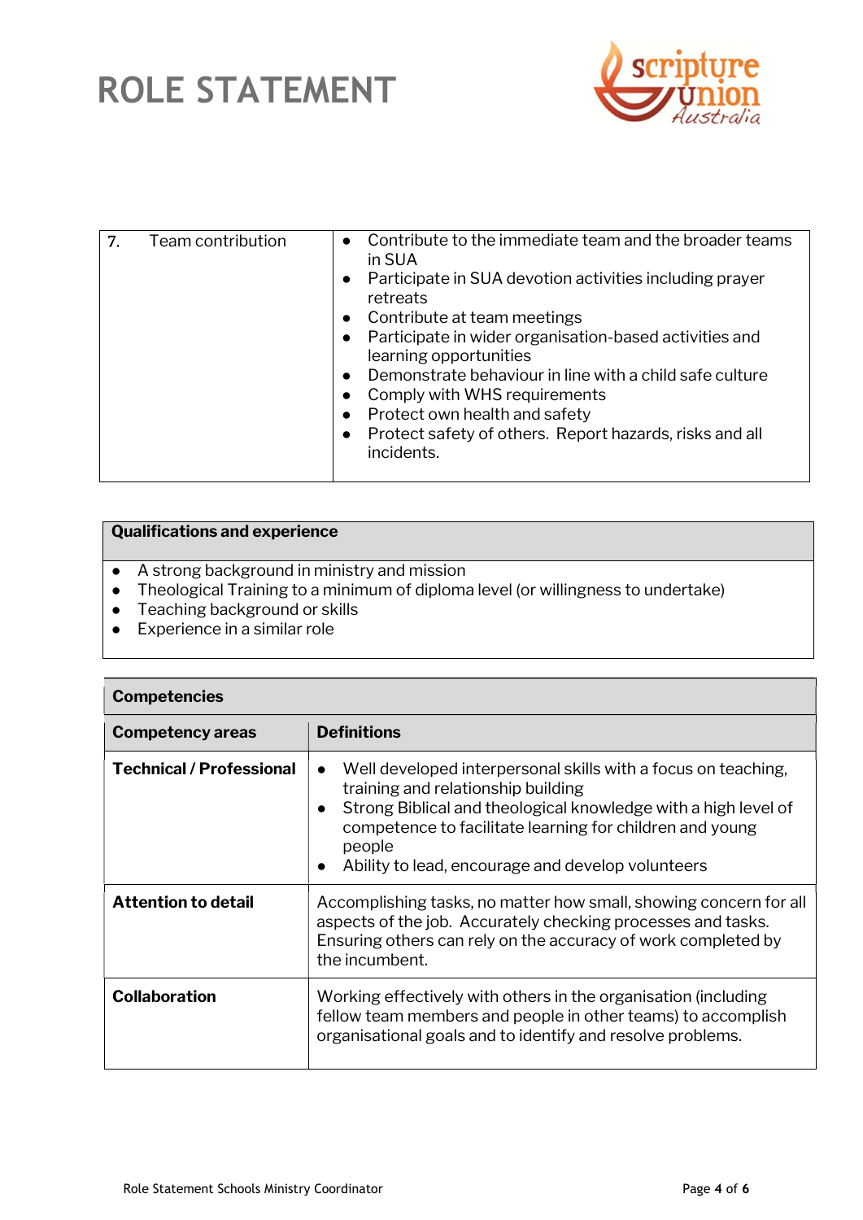# ROLE STATEMENT

| | | |
|---|---|---|
| 7. | Team contribution | • Contribute to the immediate team and the broader teams in SUA<br>• Participate in SUA devotion activities including prayer retreats<br>• Contribute at team meetings<br>• Participate in wider organisation-based activities and learning opportunities<br>• Demonstrate behaviour in line with a child safe culture<br>• Comply with WHS requirements<br>• Protect own health and safety<br>• Protect safety of others. Report hazards, risks and all incidents. |

**Qualifications and experience**

- A strong background in ministry and mission
- Theological Training to a minimum of diploma level (or willingness to undertake)
- Teaching background or skills
- Experience in a similar role

**Competencies**

| **Competency areas** | **Definitions** |
|---|---|
| **Technical / Professional** | • Well developed interpersonal skills with a focus on teaching, training and relationship building<br>• Strong Biblical and theological knowledge with a high level of competence to facilitate learning for children and young people<br>• Ability to lead, encourage and develop volunteers |
| **Attention to detail** | Accomplishing tasks, no matter how small, showing concern for all aspects of the job. Accurately checking processes and tasks. Ensuring others can rely on the accuracy of work completed by the incumbent. |
| **Collaboration** | Working effectively with others in the organisation (including fellow team members and people in other teams) to accomplish organisational goals and to identify and resolve problems. |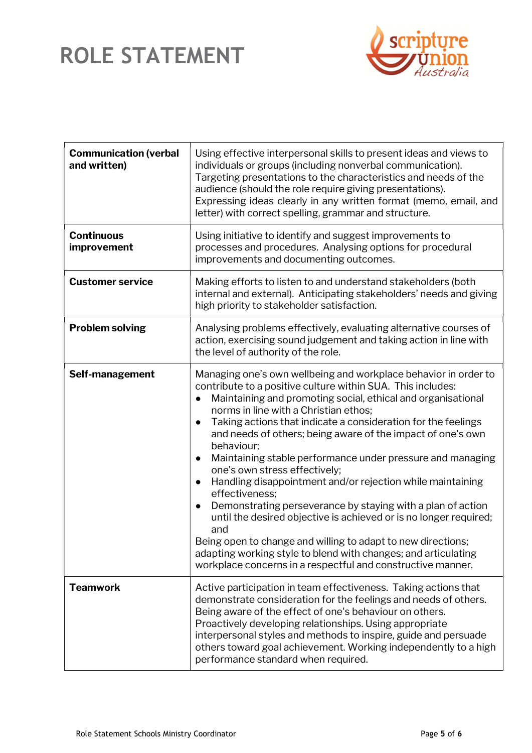# ROLE STATEMENT

| | |
|---|---|
| **Communication (verbal and written)** | Using effective interpersonal skills to present ideas and views to individuals or groups (including nonverbal communication). Targeting presentations to the characteristics and needs of the audience (should the role require giving presentations). Expressing ideas clearly in any written format (memo, email, and letter) with correct spelling, grammar and structure. |
| **Continuous improvement** | Using initiative to identify and suggest improvements to processes and procedures. Analysing options for procedural improvements and documenting outcomes. |
| **Customer service** | Making efforts to listen to and understand stakeholders (both internal and external). Anticipating stakeholders' needs and giving high priority to stakeholder satisfaction. |
| **Problem solving** | Analysing problems effectively, evaluating alternative courses of action, exercising sound judgement and taking action in line with the level of authority of the role. |
| **Self-management** | Managing one's own wellbeing and workplace behavior in order to contribute to a positive culture within SUA. This includes:<br>• Maintaining and promoting social, ethical and organisational norms in line with a Christian ethos;<br>• Taking actions that indicate a consideration for the feelings and needs of others; being aware of the impact of one's own behaviour;<br>• Maintaining stable performance under pressure and managing one's own stress effectively;<br>• Handling disappointment and/or rejection while maintaining effectiveness;<br>• Demonstrating perseverance by staying with a plan of action until the desired objective is achieved or is no longer required; and<br>Being open to change and willing to adapt to new directions; adapting working style to blend with changes; and articulating workplace concerns in a respectful and constructive manner. |
| **Teamwork** | Active participation in team effectiveness. Taking actions that demonstrate consideration for the feelings and needs of others. Being aware of the effect of one's behaviour on others. Proactively developing relationships. Using appropriate interpersonal styles and methods to inspire, guide and persuade others toward goal achievement. Working independently to a high performance standard when required. |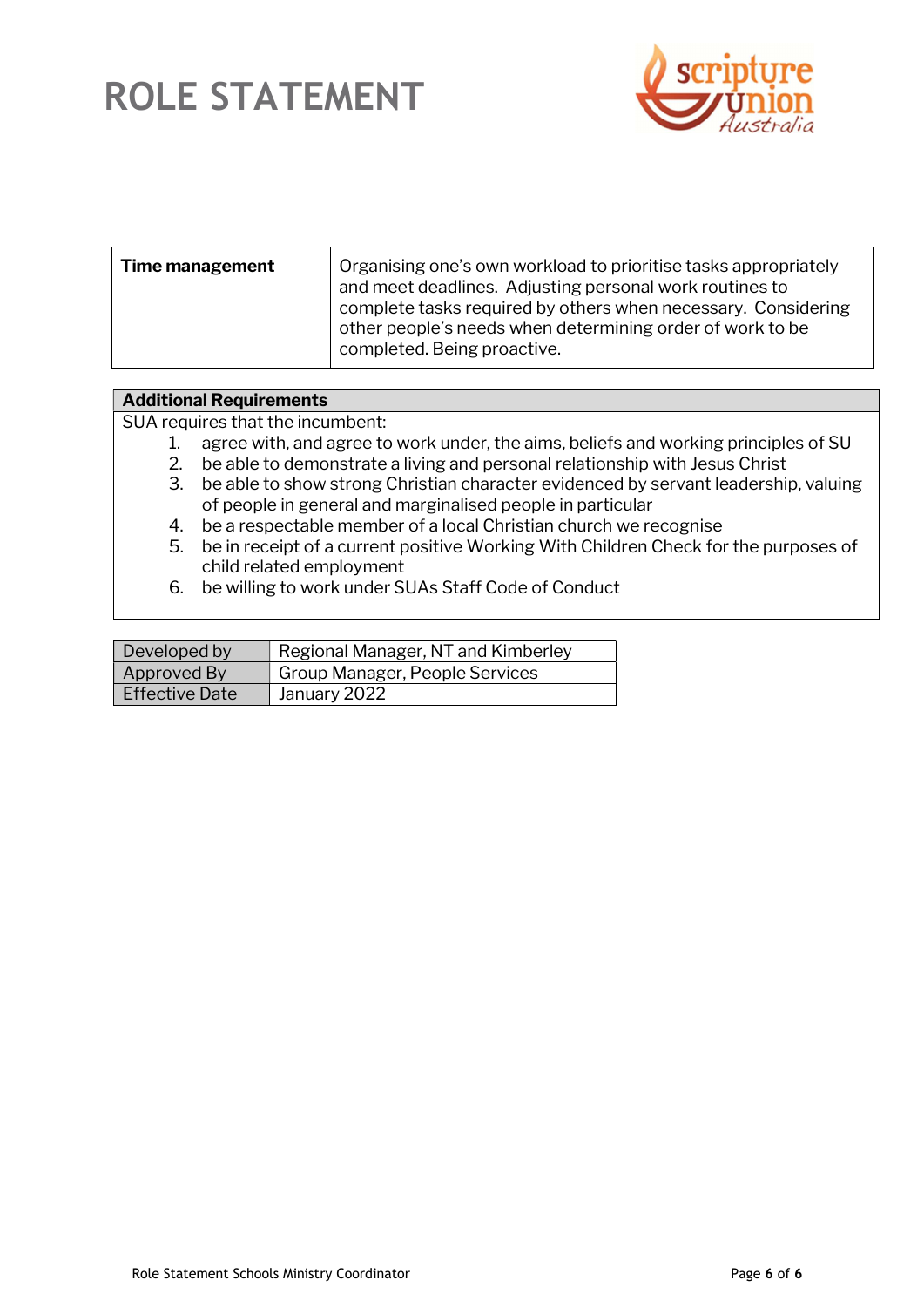# ROLE STATEMENT

| | |
|---|---|
| **Time management** | Organising one's own workload to prioritise tasks appropriately and meet deadlines. Adjusting personal work routines to complete tasks required by others when necessary. Considering other people's needs when determining order of work to be completed. Being proactive. |

**Additional Requirements**

SUA requires that the incumbent:

1. agree with, and agree to work under, the aims, beliefs and working principles of SU
2. be able to demonstrate a living and personal relationship with Jesus Christ
3. be able to show strong Christian character evidenced by servant leadership, valuing of people in general and marginalised people in particular
4. be a respectable member of a local Christian church we recognise
5. be in receipt of a current positive Working With Children Check for the purposes of child related employment
6. be willing to work under SUAs Staff Code of Conduct

| | |
|---|---|
| Developed by | Regional Manager, NT and Kimberley |
| Approved By | Group Manager, People Services |
| Effective Date | January 2022 |